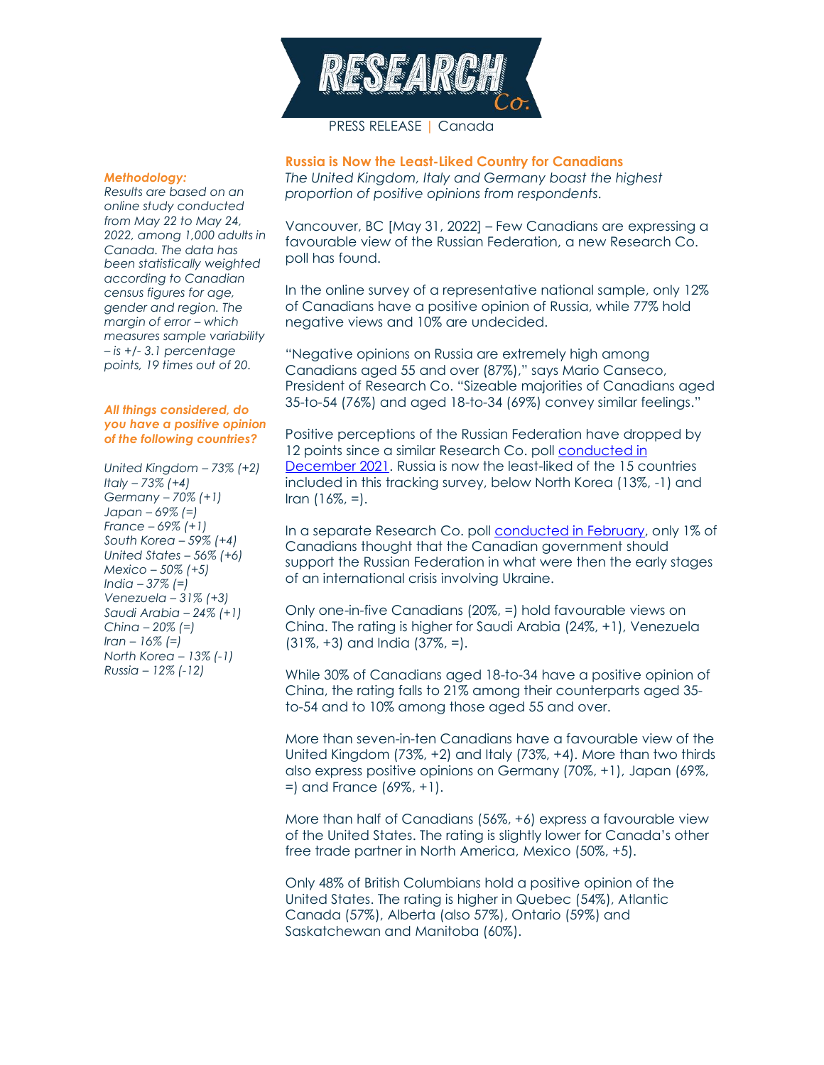PRESS RELEASE | Canada

## Russia is Now the Least-Liked Country for Canadians

*The United Kingdom, Italy and Germany boast the highest proportion of positive opinions from respondents.*

Vancouver, BC [May 31, 2022] – Few Canadians are expressing a favourable view of the Russian Federation, a new Research Co. poll has found.

In the online survey of a representative national sample, only 12% of Canadians have a positive opinion of Russia, while 77% hold negative views and 10% are undecided.

"Negative opinions on Russia are extremely high among Canadians aged 55 and over (87%)," says Mario Canseco, President of Research Co. "Sizeable majorities of Canadians aged 35-to-54 (76%) and aged 18-to-34 (69%) convey similar feelings."

Positive perceptions of the Russian Federation have dropped by 12 points since a similar Research Co. poll [conducted in December 2021](). Russia is now the least-liked of the 15 countries included in this tracking survey, below North Korea (13%, -1) and Iran (16%, =).

In a separate Research Co. poll [conducted in February](), only 1% of Canadians thought that the Canadian government should support the Russian Federation in what were then the early stages of an international crisis involving Ukraine.

Only one-in-five Canadians (20%, =) hold favourable views on China. The rating is higher for Saudi Arabia (24%, +1), Venezuela (31%, +3) and India (37%, =).

While 30% of Canadians aged 18-to-34 have a positive opinion of China, the rating falls to 21% among their counterparts aged 35-to-54 and to 10% among those aged 55 and over.

More than seven-in-ten Canadians have a favourable view of the United Kingdom (73%, +2) and Italy (73%, +4). More than two thirds also express positive opinions on Germany (70%, +1), Japan (69%, =) and France (69%, +1).

More than half of Canadians (56%, +6) express a favourable view of the United States. The rating is slightly lower for Canada's other free trade partner in North America, Mexico (50%, +5).

Only 48% of British Columbians hold a positive opinion of the United States. The rating is higher in Quebec (54%), Atlantic Canada (57%), Alberta (also 57%), Ontario (59%) and Saskatchewan and Manitoba (60%).

***Methodology:***

*Results are based on an online study conducted from May 22 to May 24, 2022, among 1,000 adults in Canada. The data has been statistically weighted according to Canadian census figures for age, gender and region. The margin of error – which measures sample variability – is +/- 3.1 percentage points, 19 times out of 20.*

***All things considered, do you have a positive opinion of the following countries?***

*United Kingdom – 73% (+2)*
*Italy – 73% (+4)*
*Germany – 70% (+1)*
*Japan – 69% (=)*
*France – 69% (+1)*
*South Korea – 59% (+4)*
*United States – 56% (+6)*
*Mexico – 50% (+5)*
*India – 37% (=)*
*Venezuela – 31% (+3)*
*Saudi Arabia – 24% (+1)*
*China – 20% (=)*
*Iran – 16% (=)*
*North Korea – 13% (-1)*
*Russia – 12% (-12)*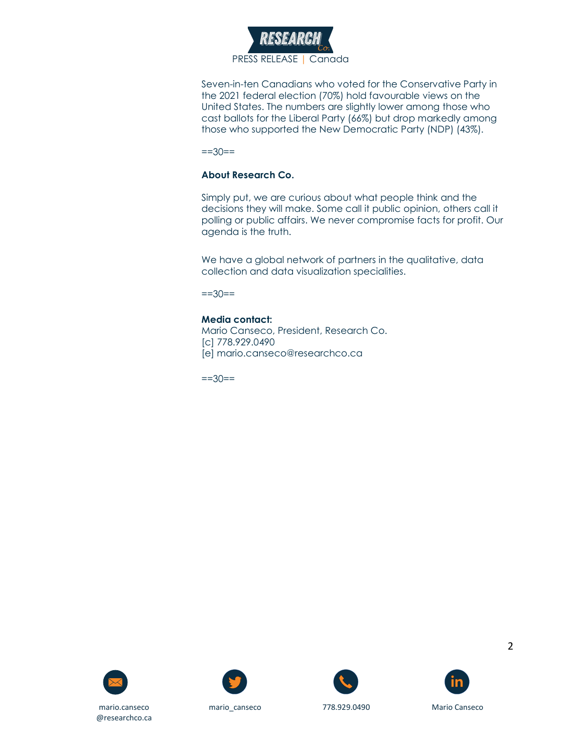Seven-in-ten Canadians who voted for the Conservative Party in the 2021 federal election (70%) hold favourable views on the United States. The numbers are slightly lower among those who cast ballots for the Liberal Party (66%) but drop markedly among those who supported the New Democratic Party (NDP) (43%).

==30==

**About Research Co.**

Simply put, we are curious about what people think and the decisions they will make. Some call it public opinion, others call it polling or public affairs. We never compromise facts for profit. Our agenda is the truth.

We have a global network of partners in the qualitative, data collection and data visualization specialities.

==30==

**Media contact:**
Mario Canseco, President, Research Co.
[c] 778.929.0490
[e] mario.canseco@researchco.ca

==30==